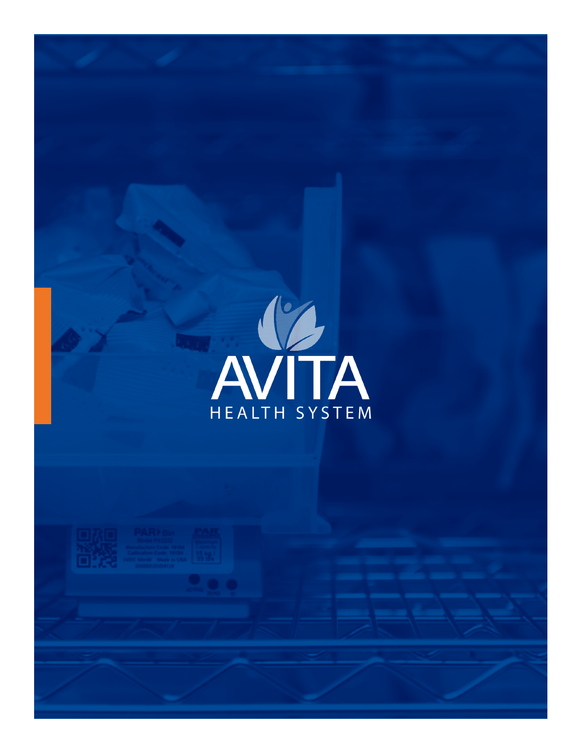# AVITA

HEALTH SYSTEM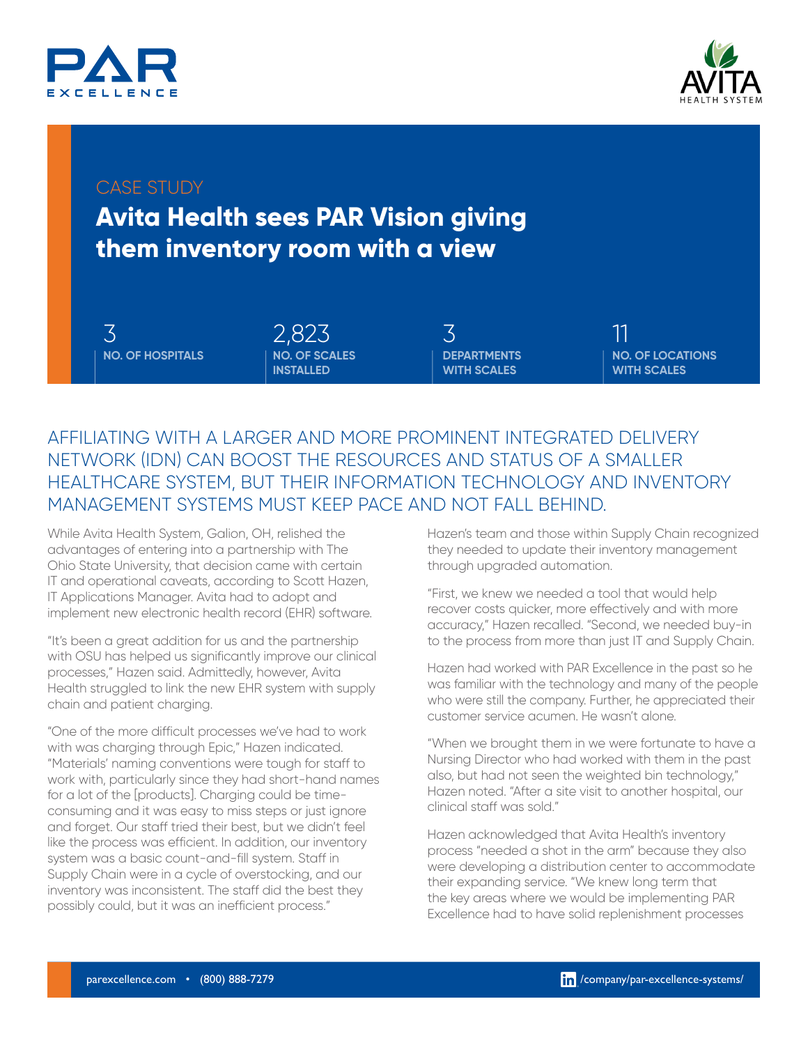CASE STUDY

# Avita Health sees PAR Vision giving them inventory room with a view

| 3 | 2,823 | 3 | 11 |
|---|---|---|---|
| **NO. OF HOSPITALS** | **NO. OF SCALES INSTALLED** | **DEPARTMENTS WITH SCALES** | **NO. OF LOCATIONS WITH SCALES** |

## AFFILIATING WITH A LARGER AND MORE PROMINENT INTEGRATED DELIVERY NETWORK (IDN) CAN BOOST THE RESOURCES AND STATUS OF A SMALLER HEALTHCARE SYSTEM, BUT THEIR INFORMATION TECHNOLOGY AND INVENTORY MANAGEMENT SYSTEMS MUST KEEP PACE AND NOT FALL BEHIND.

While Avita Health System, Galion, OH, relished the advantages of entering into a partnership with The Ohio State University, that decision came with certain IT and operational caveats, according to Scott Hazen, IT Applications Manager. Avita had to adopt and implement new electronic health record (EHR) software.

"It's been a great addition for us and the partnership with OSU has helped us significantly improve our clinical processes," Hazen said. Admittedly, however, Avita Health struggled to link the new EHR system with supply chain and patient charging.

"One of the more difficult processes we've had to work with was charging through Epic," Hazen indicated. "Materials' naming conventions were tough for staff to work with, particularly since they had short-hand names for a lot of the [products]. Charging could be time-consuming and it was easy to miss steps or just ignore and forget. Our staff tried their best, but we didn't feel like the process was efficient. In addition, our inventory system was a basic count-and-fill system. Staff in Supply Chain were in a cycle of overstocking, and our inventory was inconsistent. The staff did the best they possibly could, but it was an inefficient process."

Hazen's team and those within Supply Chain recognized they needed to update their inventory management through upgraded automation.

"First, we knew we needed a tool that would help recover costs quicker, more effectively and with more accuracy," Hazen recalled. "Second, we needed buy-in to the process from more than just IT and Supply Chain.

Hazen had worked with PAR Excellence in the past so he was familiar with the technology and many of the people who were still the company. Further, he appreciated their customer service acumen. He wasn't alone.

"When we brought them in we were fortunate to have a Nursing Director who had worked with them in the past also, but had not seen the weighted bin technology," Hazen noted. "After a site visit to another hospital, our clinical staff was sold."

Hazen acknowledged that Avita Health's inventory process "needed a shot in the arm" because they also were developing a distribution center to accommodate their expanding service. "We knew long term that the key areas where we would be implementing PAR Excellence had to have solid replenishment processes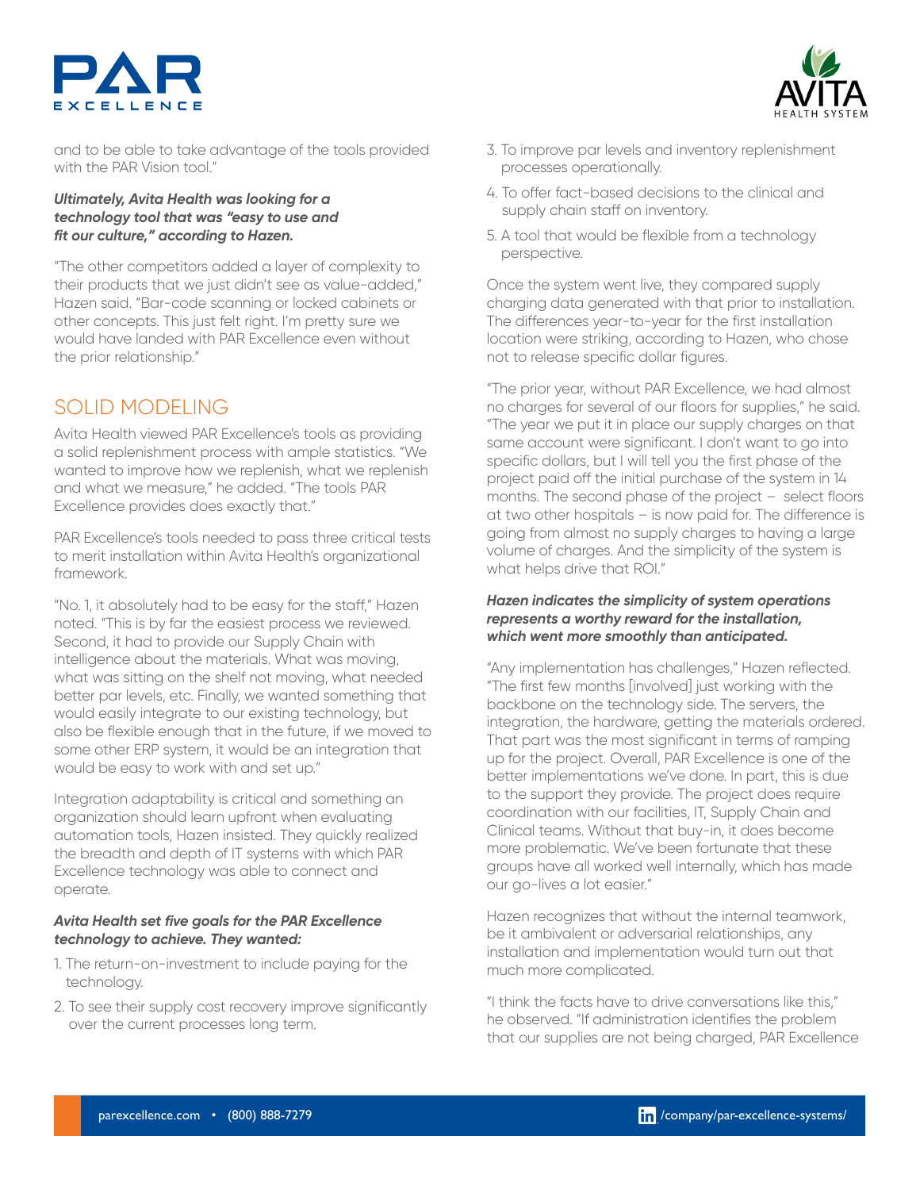and to be able to take advantage of the tools provided with the PAR Vision tool."

***Ultimately, Avita Health was looking for a technology tool that was "easy to use and fit our culture," according to Hazen.***

"The other competitors added a layer of complexity to their products that we just didn't see as value-added," Hazen said. "Bar-code scanning or locked cabinets or other concepts. This just felt right. I'm pretty sure we would have landed with PAR Excellence even without the prior relationship."

## SOLID MODELING

Avita Health viewed PAR Excellence's tools as providing a solid replenishment process with ample statistics. "We wanted to improve how we replenish, what we replenish and what we measure," he added. "The tools PAR Excellence provides does exactly that."

PAR Excellence's tools needed to pass three critical tests to merit installation within Avita Health's organizational framework.

"No. 1, it absolutely had to be easy for the staff," Hazen noted. "This is by far the easiest process we reviewed. Second, it had to provide our Supply Chain with intelligence about the materials. What was moving, what was sitting on the shelf not moving, what needed better par levels, etc. Finally, we wanted something that would easily integrate to our existing technology, but also be flexible enough that in the future, if we moved to some other ERP system, it would be an integration that would be easy to work with and set up."

Integration adaptability is critical and something an organization should learn upfront when evaluating automation tools, Hazen insisted. They quickly realized the breadth and depth of IT systems with which PAR Excellence technology was able to connect and operate.

***Avita Health set five goals for the PAR Excellence technology to achieve. They wanted:***

1. The return-on-investment to include paying for the technology.
2. To see their supply cost recovery improve significantly over the current processes long term.
3. To improve par levels and inventory replenishment processes operationally.
4. To offer fact-based decisions to the clinical and supply chain staff on inventory.
5. A tool that would be flexible from a technology perspective.

Once the system went live, they compared supply charging data generated with that prior to installation. The differences year-to-year for the first installation location were striking, according to Hazen, who chose not to release specific dollar figures.

"The prior year, without PAR Excellence, we had almost no charges for several of our floors for supplies," he said. "The year we put it in place our supply charges on that same account were significant. I don't want to go into specific dollars, but I will tell you the first phase of the project paid off the initial purchase of the system in 14 months. The second phase of the project – select floors at two other hospitals – is now paid for. The difference is going from almost no supply charges to having a large volume of charges. And the simplicity of the system is what helps drive that ROI."

***Hazen indicates the simplicity of system operations represents a worthy reward for the installation, which went more smoothly than anticipated.***

"Any implementation has challenges," Hazen reflected. "The first few months [involved] just working with the backbone on the technology side. The servers, the integration, the hardware, getting the materials ordered. That part was the most significant in terms of ramping up for the project. Overall, PAR Excellence is one of the better implementations we've done. In part, this is due to the support they provide. The project does require coordination with our facilities, IT, Supply Chain and Clinical teams. Without that buy-in, it does become more problematic. We've been fortunate that these groups have all worked well internally, which has made our go-lives a lot easier."

Hazen recognizes that without the internal teamwork, be it ambivalent or adversarial relationships, any installation and implementation would turn out that much more complicated.

"I think the facts have to drive conversations like this," he observed. "If administration identifies the problem that our supplies are not being charged, PAR Excellence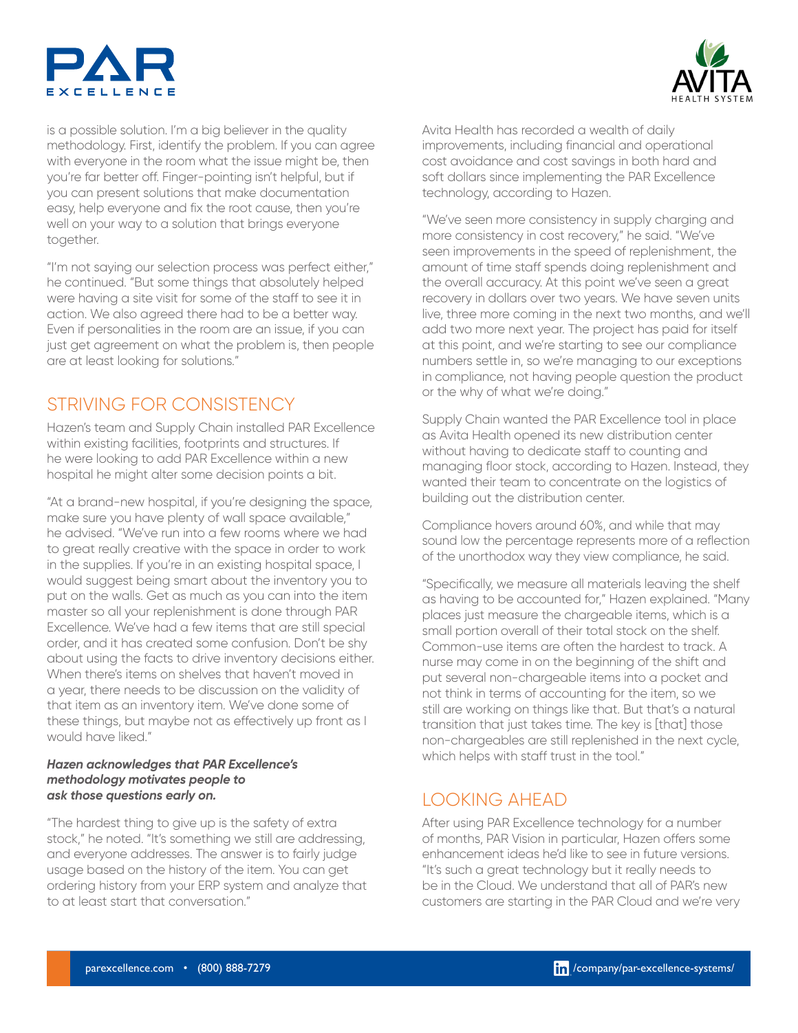is a possible solution. I'm a big believer in the quality methodology. First, identify the problem. If you can agree with everyone in the room what the issue might be, then you're far better off. Finger-pointing isn't helpful, but if you can present solutions that make documentation easy, help everyone and fix the root cause, then you're well on your way to a solution that brings everyone together.

"I'm not saying our selection process was perfect either," he continued. "But some things that absolutely helped were having a site visit for some of the staff to see it in action. We also agreed there had to be a better way. Even if personalities in the room are an issue, if you can just get agreement on what the problem is, then people are at least looking for solutions."

## STRIVING FOR CONSISTENCY

Hazen's team and Supply Chain installed PAR Excellence within existing facilities, footprints and structures. If he were looking to add PAR Excellence within a new hospital he might alter some decision points a bit.

"At a brand-new hospital, if you're designing the space, make sure you have plenty of wall space available," he advised. "We've run into a few rooms where we had to great really creative with the space in order to work in the supplies. If you're in an existing hospital space, I would suggest being smart about the inventory you to put on the walls. Get as much as you can into the item master so all your replenishment is done through PAR Excellence. We've had a few items that are still special order, and it has created some confusion. Don't be shy about using the facts to drive inventory decisions either. When there's items on shelves that haven't moved in a year, there needs to be discussion on the validity of that item as an inventory item. We've done some of these things, but maybe not as effectively up front as I would have liked."

***Hazen acknowledges that PAR Excellence's methodology motivates people to ask those questions early on.***

"The hardest thing to give up is the safety of extra stock," he noted. "It's something we still are addressing, and everyone addresses. The answer is to fairly judge usage based on the history of the item. You can get ordering history from your ERP system and analyze that to at least start that conversation."

Avita Health has recorded a wealth of daily improvements, including financial and operational cost avoidance and cost savings in both hard and soft dollars since implementing the PAR Excellence technology, according to Hazen.

"We've seen more consistency in supply charging and more consistency in cost recovery," he said. "We've seen improvements in the speed of replenishment, the amount of time staff spends doing replenishment and the overall accuracy. At this point we've seen a great recovery in dollars over two years. We have seven units live, three more coming in the next two months, and we'll add two more next year. The project has paid for itself at this point, and we're starting to see our compliance numbers settle in, so we're managing to our exceptions in compliance, not having people question the product or the why of what we're doing."

Supply Chain wanted the PAR Excellence tool in place as Avita Health opened its new distribution center without having to dedicate staff to counting and managing floor stock, according to Hazen. Instead, they wanted their team to concentrate on the logistics of building out the distribution center.

Compliance hovers around 60%, and while that may sound low the percentage represents more of a reflection of the unorthodox way they view compliance, he said.

"Specifically, we measure all materials leaving the shelf as having to be accounted for," Hazen explained. "Many places just measure the chargeable items, which is a small portion overall of their total stock on the shelf. Common-use items are often the hardest to track. A nurse may come in on the beginning of the shift and put several non-chargeable items into a pocket and not think in terms of accounting for the item, so we still are working on things like that. But that's a natural transition that just takes time. The key is [that] those non-chargeables are still replenished in the next cycle, which helps with staff trust in the tool."

## LOOKING AHEAD

After using PAR Excellence technology for a number of months, PAR Vision in particular, Hazen offers some enhancement ideas he'd like to see in future versions. "It's such a great technology but it really needs to be in the Cloud. We understand that all of PAR's new customers are starting in the PAR Cloud and we're very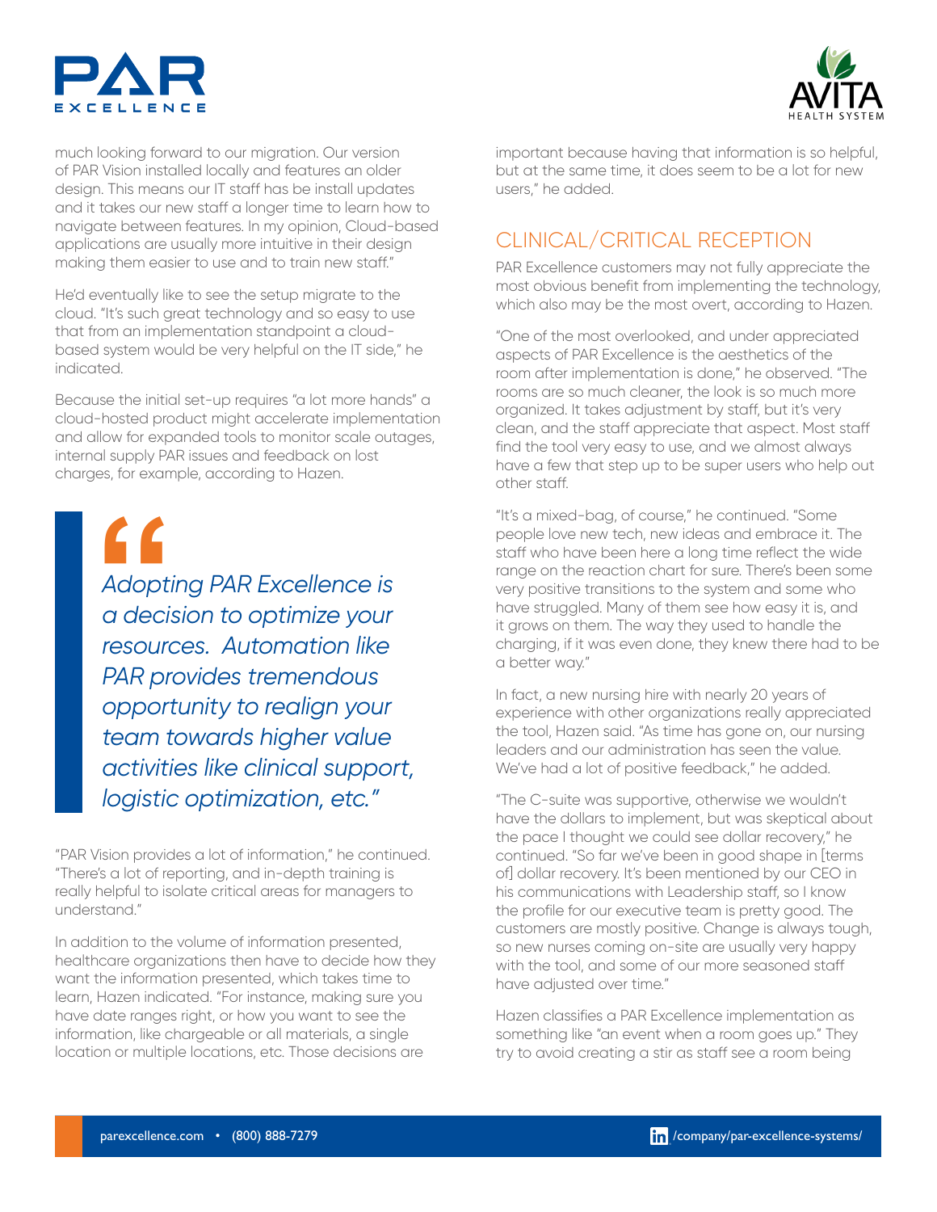much looking forward to our migration. Our version of PAR Vision installed locally and features an older design. This means our IT staff has be install updates and it takes our new staff a longer time to learn how to navigate between features. In my opinion, Cloud-based applications are usually more intuitive in their design making them easier to use and to train new staff."

He'd eventually like to see the setup migrate to the cloud. "It's such great technology and so easy to use that from an implementation standpoint a cloud-based system would be very helpful on the IT side," he indicated.

Because the initial set-up requires "a lot more hands" a cloud-hosted product might accelerate implementation and allow for expanded tools to monitor scale outages, internal supply PAR issues and feedback on lost charges, for example, according to Hazen.

> *"Adopting PAR Excellence is a decision to optimize your resources. Automation like PAR provides tremendous opportunity to realign your team towards higher value activities like clinical support, logistic optimization, etc."*

"PAR Vision provides a lot of information," he continued. "There's a lot of reporting, and in-depth training is really helpful to isolate critical areas for managers to understand."

In addition to the volume of information presented, healthcare organizations then have to decide how they want the information presented, which takes time to learn, Hazen indicated. "For instance, making sure you have date ranges right, or how you want to see the information, like chargeable or all materials, a single location or multiple locations, etc. Those decisions are important because having that information is so helpful, but at the same time, it does seem to be a lot for new users," he added.

## CLINICAL/CRITICAL RECEPTION

PAR Excellence customers may not fully appreciate the most obvious benefit from implementing the technology, which also may be the most overt, according to Hazen.

"One of the most overlooked, and under appreciated aspects of PAR Excellence is the aesthetics of the room after implementation is done," he observed. "The rooms are so much cleaner, the look is so much more organized. It takes adjustment by staff, but it's very clean, and the staff appreciate that aspect. Most staff find the tool very easy to use, and we almost always have a few that step up to be super users who help out other staff.

"It's a mixed-bag, of course," he continued. "Some people love new tech, new ideas and embrace it. The staff who have been here a long time reflect the wide range on the reaction chart for sure. There's been some very positive transitions to the system and some who have struggled. Many of them see how easy it is, and it grows on them. The way they used to handle the charging, if it was even done, they knew there had to be a better way."

In fact, a new nursing hire with nearly 20 years of experience with other organizations really appreciated the tool, Hazen said. "As time has gone on, our nursing leaders and our administration has seen the value. We've had a lot of positive feedback," he added.

"The C-suite was supportive, otherwise we wouldn't have the dollars to implement, but was skeptical about the pace I thought we could see dollar recovery," he continued. "So far we've been in good shape in [terms of] dollar recovery. It's been mentioned by our CEO in his communications with Leadership staff, so I know the profile for our executive team is pretty good. The customers are mostly positive. Change is always tough, so new nurses coming on-site are usually very happy with the tool, and some of our more seasoned staff have adjusted over time."

Hazen classifies a PAR Excellence implementation as something like "an event when a room goes up." They try to avoid creating a stir as staff see a room being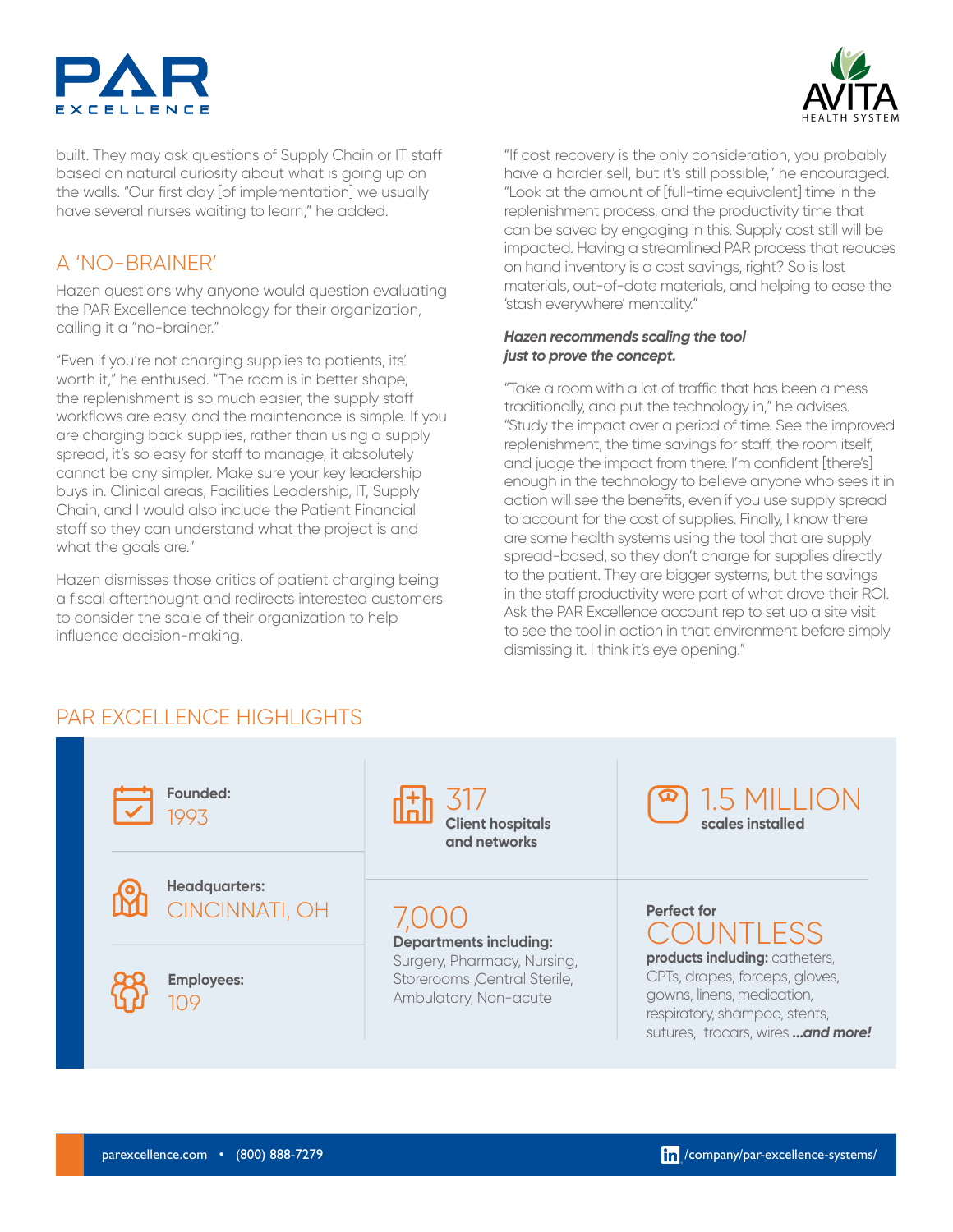built. They may ask questions of Supply Chain or IT staff based on natural curiosity about what is going up on the walls. "Our first day [of implementation] we usually have several nurses waiting to learn," he added.

## A 'NO-BRAINER'

Hazen questions why anyone would question evaluating the PAR Excellence technology for their organization, calling it a "no-brainer."

"Even if you're not charging supplies to patients, its' worth it," he enthused. "The room is in better shape, the replenishment is so much easier, the supply staff workflows are easy, and the maintenance is simple. If you are charging back supplies, rather than using a supply spread, it's so easy for staff to manage, it absolutely cannot be any simpler. Make sure your key leadership buys in. Clinical areas, Facilities Leadership, IT, Supply Chain, and I would also include the Patient Financial staff so they can understand what the project is and what the goals are."

Hazen dismisses those critics of patient charging being a fiscal afterthought and redirects interested customers to consider the scale of their organization to help influence decision-making.

"If cost recovery is the only consideration, you probably have a harder sell, but it's still possible," he encouraged. "Look at the amount of [full-time equivalent] time in the replenishment process, and the productivity time that can be saved by engaging in this. Supply cost still will be impacted. Having a streamlined PAR process that reduces on hand inventory is a cost savings, right? So is lost materials, out-of-date materials, and helping to ease the 'stash everywhere' mentality."

***Hazen recommends scaling the tool just to prove the concept.***

"Take a room with a lot of traffic that has been a mess traditionally, and put the technology in," he advises. "Study the impact over a period of time. See the improved replenishment, the time savings for staff, the room itself, and judge the impact from there. I'm confident [there's] enough in the technology to believe anyone who sees it in action will see the benefits, even if you use supply spread to account for the cost of supplies. Finally, I know there are some health systems using the tool that are supply spread-based, so they don't charge for supplies directly to the patient. They are bigger systems, but the savings in the staff productivity were part of what drove their ROI. Ask the PAR Excellence account rep to set up a site visit to see the tool in action in that environment before simply dismissing it. I think it's eye opening."

## PAR EXCELLENCE HIGHLIGHTS

**Founded:** 1993

**Headquarters:** CINCINNATI, OH

**Employees:** 109

**317** Client hospitals and networks

**1.5 MILLION** scales installed

**7,000 Departments including:** Surgery, Pharmacy, Nursing, Storerooms ,Central Sterile, Ambulatory, Non-acute

Perfect for **COUNTLESS products including:** catheters, CPTs, drapes, forceps, gloves, gowns, linens, medication, respiratory, shampoo, stents, sutures, trocars, wires ***...and more!***

parexcellence.com • (800) 888-7279 /company/par-excellence-systems/